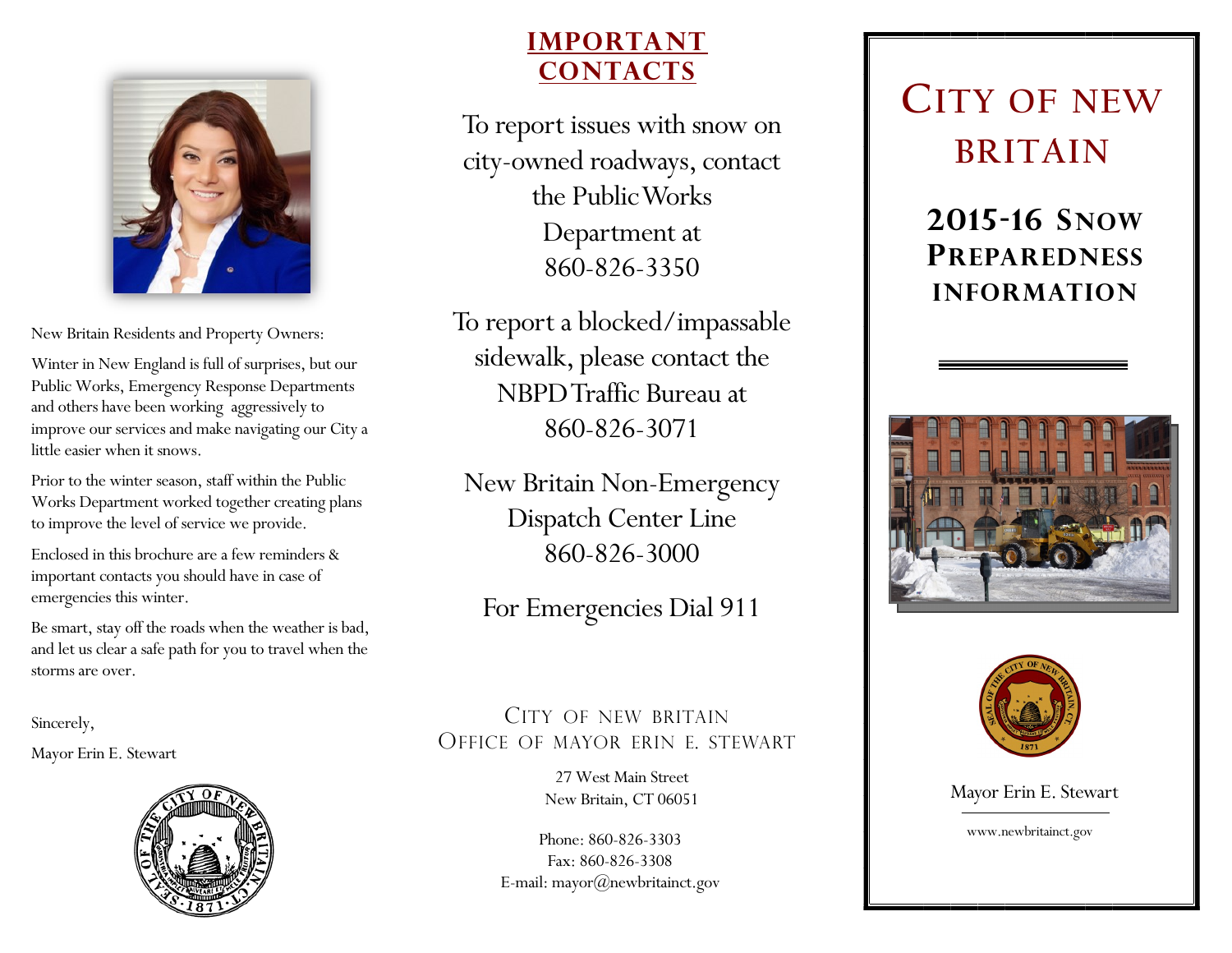New Britain Residents and Property Owners:

Winter in New England is full of surprises, but our Public Works, Emergency Response Departments and others have been working aggressively to improve our services and make navigating our City a little easier when it snows.

Prior to the winter season, staff within the Public Works Department worked together creating plans to improve the level of service we provide.

Enclosed in this brochure are a few reminders & important contacts you should have in case of emergencies this winter.

Be smart, stay off the roads when the weather is bad, and let us clear a safe path for you to travel when the storms are over.

Sincerely,

Mayor Erin E. Stewart

## IMPORTANT CONTACTS

To report issues with snow on city-owned roadways, contact the Public Works Department at 860-826-3350

To report a blocked/impassable sidewalk, please contact the NBPD Traffic Bureau at 860-826-3071

New Britain Non-Emergency Dispatch Center Line 860-826-3000

For Emergencies Dial 911

CITY OF NEW BRITAIN
OFFICE OF MAYOR ERIN E. STEWART

27 West Main Street
New Britain, CT 06051

Phone: 860-826-3303
Fax: 860-826-3308
E-mail: mayor@newbritainct.gov

# CITY OF NEW BRITAIN

## 2015-16 SNOW PREPAREDNESS INFORMATION

Mayor Erin E. Stewart

www.newbritainct.gov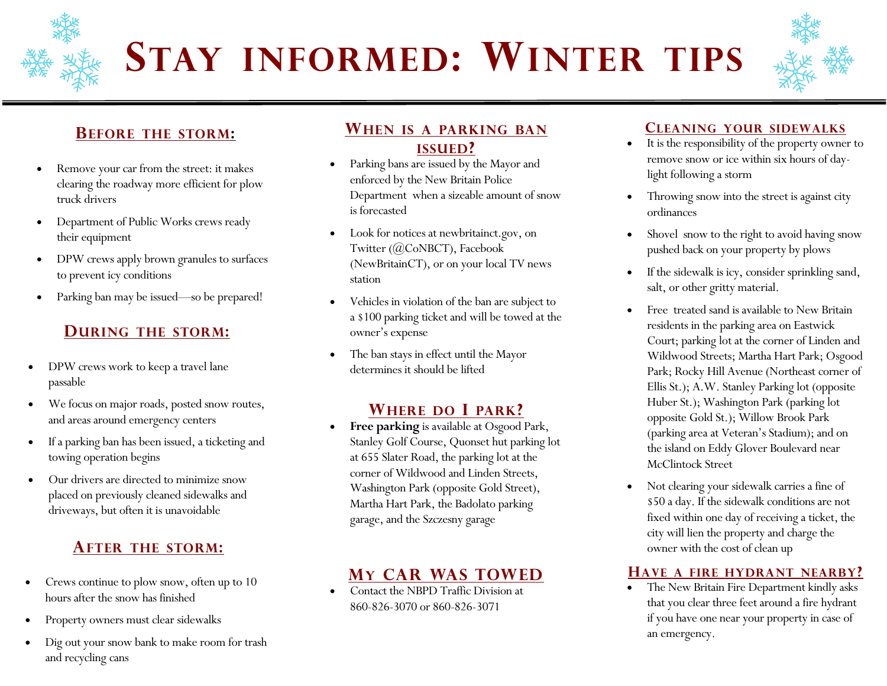# Stay informed: Winter tips

## Before the storm:

- Remove your car from the street: it makes clearing the roadway more efficient for plow truck drivers
- Department of Public Works crews ready their equipment
- DPW crews apply brown granules to surfaces to prevent icy conditions
- Parking ban may be issued—so be prepared!

## During the storm:

- DPW crews work to keep a travel lane passable
- We focus on major roads, posted snow routes, and areas around emergency centers
- If a parking ban has been issued, a ticketing and towing operation begins
- Our drivers are directed to minimize snow placed on previously cleaned sidewalks and driveways, but often it is unavoidable

## After the storm:

- Crews continue to plow snow, often up to 10 hours after the snow has finished
- Property owners must clear sidewalks
- Dig out your snow bank to make room for trash and recycling cans

## When is a parking ban issued?

- Parking bans are issued by the Mayor and enforced by the New Britain Police Department when a sizeable amount of snow is forecasted
- Look for notices at newbritainct.gov, on Twitter (@CoNBCT), Facebook (NewBritainCT), or on your local TV news station
- Vehicles in violation of the ban are subject to a $100 parking ticket and will be towed at the owner's expense
- The ban stays in effect until the Mayor determines it should be lifted

## Where do I park?

- **Free parking** is available at Osgood Park, Stanley Golf Course, Quonset hut parking lot at 655 Slater Road, the parking lot at the corner of Wildwood and Linden Streets, Washington Park (opposite Gold Street), Martha Hart Park, the Badolato parking garage, and the Szczesny garage

## My car was towed

- Contact the NBPD Traffic Division at 860-826-3070 or 860-826-3071

## Cleaning your sidewalks

- It is the responsibility of the property owner to remove snow or ice within six hours of daylight following a storm
- Throwing snow into the street is against city ordinances
- Shovel snow to the right to avoid having snow pushed back on your property by plows
- If the sidewalk is icy, consider sprinkling sand, salt, or other gritty material.
- Free treated sand is available to New Britain residents in the parking area on Eastwick Court; parking lot at the corner of Linden and Wildwood Streets; Martha Hart Park; Osgood Park; Rocky Hill Avenue (Northeast corner of Ellis St.); A.W. Stanley Parking lot (opposite Huber St.); Washington Park (parking lot opposite Gold St.); Willow Brook Park (parking area at Veteran's Stadium); and on the island on Eddy Glover Boulevard near McClintock Street
- Not clearing your sidewalk carries a fine of $50 a day. If the sidewalk conditions are not fixed within one day of receiving a ticket, the city will lien the property and charge the owner with the cost of clean up

## Have a fire hydrant nearby?

- The New Britain Fire Department kindly asks that you clear three feet around a fire hydrant if you have one near your property in case of an emergency.